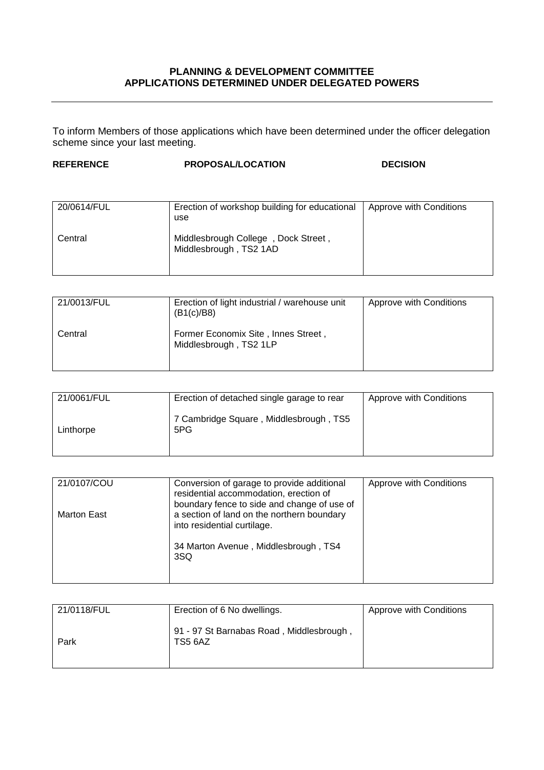**PLANNING & DEVELOPMENT COMMITTEE**
**APPLICATIONS DETERMINED UNDER DELEGATED POWERS**

---

To inform Members of those applications which have been determined under the officer delegation scheme since your last meeting.

| REFERENCE | PROPOSAL/LOCATION | DECISION |
|---|---|---|
| 20/0614/FUL<br><br>Central | Erection of workshop building for educational use<br><br>Middlesbrough College , Dock Street , Middlesbrough , TS2 1AD | Approve with Conditions |
| 21/0013/FUL<br><br>Central | Erection of light industrial / warehouse unit (B1(c)/B8)<br><br>Former Economix Site , Innes Street , Middlesbrough , TS2 1LP | Approve with Conditions |
| 21/0061/FUL<br><br>Linthorpe | Erection of detached single garage to rear<br><br>7 Cambridge Square , Middlesbrough , TS5 5PG | Approve with Conditions |
| 21/0107/COU<br><br>Marton East | Conversion of garage to provide additional residential accommodation, erection of boundary fence to side and change of use of a section of land on the northern boundary into residential curtilage.<br><br>34 Marton Avenue , Middlesbrough , TS4 3SQ | Approve with Conditions |
| 21/0118/FUL<br><br>Park | Erection of 6 No dwellings.<br><br>91 - 97 St Barnabas Road , Middlesbrough , TS5 6AZ | Approve with Conditions |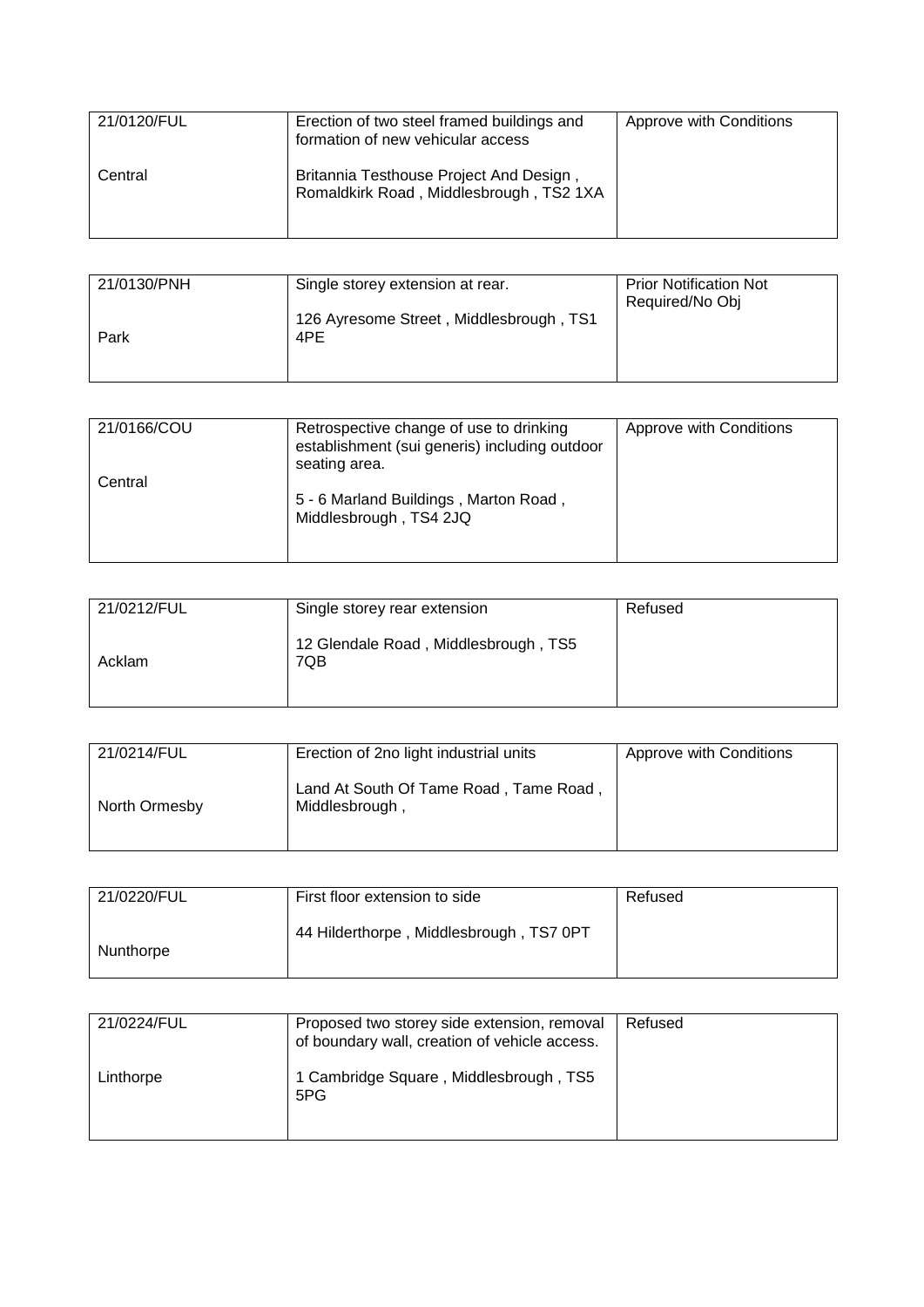| 21/0120/FUL<br><br>Central | Erection of two steel framed buildings and formation of new vehicular access<br><br>Britannia Testhouse Project And Design , Romaldkirk Road , Middlesbrough , TS2 1XA | Approve with Conditions |
|---|---|---|

| 21/0130/PNH<br><br>Park | Single storey extension at rear.<br><br>126 Ayresome Street , Middlesbrough , TS1 4PE | Prior Notification Not Required/No Obj |
|---|---|---|

| 21/0166/COU<br><br>Central | Retrospective change of use to drinking establishment (sui generis) including outdoor seating area.<br><br>5 - 6 Marland Buildings , Marton Road , Middlesbrough , TS4 2JQ | Approve with Conditions |
|---|---|---|

| 21/0212/FUL<br><br>Acklam | Single storey rear extension<br><br>12 Glendale Road , Middlesbrough , TS5 7QB | Refused |
|---|---|---|

| 21/0214/FUL<br><br>North Ormesby | Erection of 2no light industrial units<br><br>Land At South Of Tame Road , Tame Road , Middlesbrough , | Approve with Conditions |
|---|---|---|

| 21/0220/FUL<br><br>Nunthorpe | First floor extension to side<br><br>44 Hilderthorpe , Middlesbrough , TS7 0PT | Refused |
|---|---|---|

| 21/0224/FUL<br><br>Linthorpe | Proposed two storey side extension, removal of boundary wall, creation of vehicle access.<br><br>1 Cambridge Square , Middlesbrough , TS5 5PG | Refused |
|---|---|---|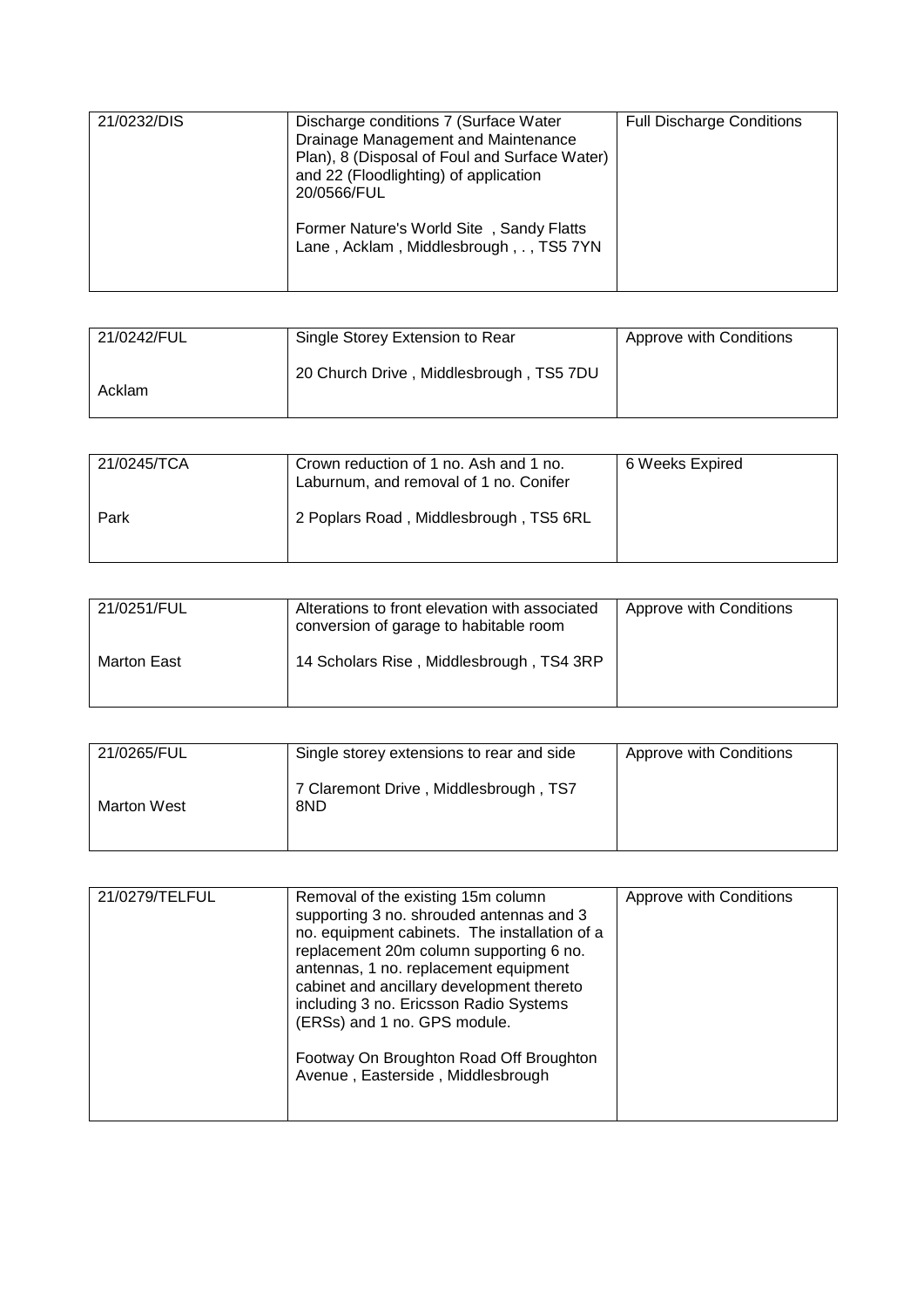| 21/0232/DIS | Discharge conditions 7 (Surface Water Drainage Management and Maintenance Plan), 8 (Disposal of Foul and Surface Water) and 22 (Floodlighting) of application 20/0566/FUL<br><br>Former Nature's World Site , Sandy Flatts Lane , Acklam , Middlesbrough , . , TS5 7YN | Full Discharge Conditions |
|---|---|---|

| 21/0242/FUL<br><br>Acklam | Single Storey Extension to Rear<br><br>20 Church Drive , Middlesbrough , TS5 7DU | Approve with Conditions |
|---|---|---|

| 21/0245/TCA<br><br>Park | Crown reduction of 1 no. Ash and 1 no. Laburnum, and removal of 1 no. Conifer<br><br>2 Poplars Road , Middlesbrough , TS5 6RL | 6 Weeks Expired |
|---|---|---|

| 21/0251/FUL<br><br>Marton East | Alterations to front elevation with associated conversion of garage to habitable room<br><br>14 Scholars Rise , Middlesbrough , TS4 3RP | Approve with Conditions |
|---|---|---|

| 21/0265/FUL<br><br>Marton West | Single storey extensions to rear and side<br><br>7 Claremont Drive , Middlesbrough , TS7 8ND | Approve with Conditions |
|---|---|---|

| 21/0279/TELFUL | Removal of the existing 15m column supporting 3 no. shrouded antennas and 3 no. equipment cabinets. The installation of a replacement 20m column supporting 6 no. antennas, 1 no. replacement equipment cabinet and ancillary development thereto including 3 no. Ericsson Radio Systems (ERSs) and 1 no. GPS module.<br><br>Footway On Broughton Road Off Broughton Avenue , Easterside , Middlesbrough | Approve with Conditions |
|---|---|---|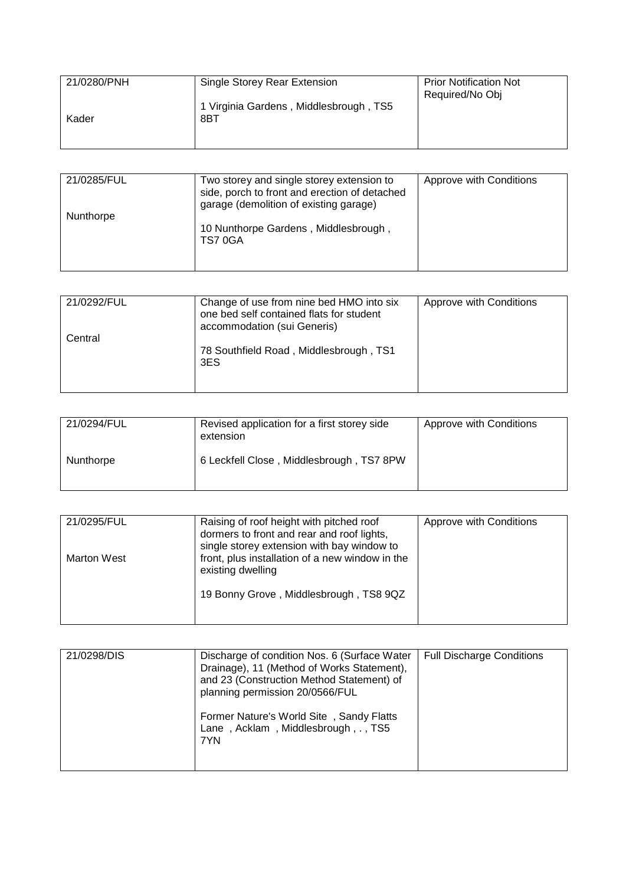| 21/0280/PNH<br><br>Kader | Single Storey Rear Extension<br><br>1 Virginia Gardens , Middlesbrough , TS5 8BT | Prior Notification Not Required/No Obj |
|---|---|---|

| 21/0285/FUL<br><br>Nunthorpe | Two storey and single storey extension to side, porch to front and erection of detached garage (demolition of existing garage)<br><br>10 Nunthorpe Gardens , Middlesbrough , TS7 0GA | Approve with Conditions |
|---|---|---|

| 21/0292/FUL<br><br>Central | Change of use from nine bed HMO into six one bed self contained flats for student accommodation (sui Generis)<br><br>78 Southfield Road , Middlesbrough , TS1 3ES | Approve with Conditions |
|---|---|---|

| 21/0294/FUL<br><br>Nunthorpe | Revised application for a first storey side extension<br><br>6 Leckfell Close , Middlesbrough , TS7 8PW | Approve with Conditions |
|---|---|---|

| 21/0295/FUL<br><br>Marton West | Raising of roof height with pitched roof dormers to front and rear and roof lights, single storey extension with bay window to front, plus installation of a new window in the existing dwelling<br><br>19 Bonny Grove , Middlesbrough , TS8 9QZ | Approve with Conditions |
|---|---|---|

| 21/0298/DIS | Discharge of condition Nos. 6 (Surface Water Drainage), 11 (Method of Works Statement), and 23 (Construction Method Statement) of planning permission 20/0566/FUL<br><br>Former Nature's World Site , Sandy Flatts Lane , Acklam , Middlesbrough , . , TS5 7YN | Full Discharge Conditions |
|---|---|---|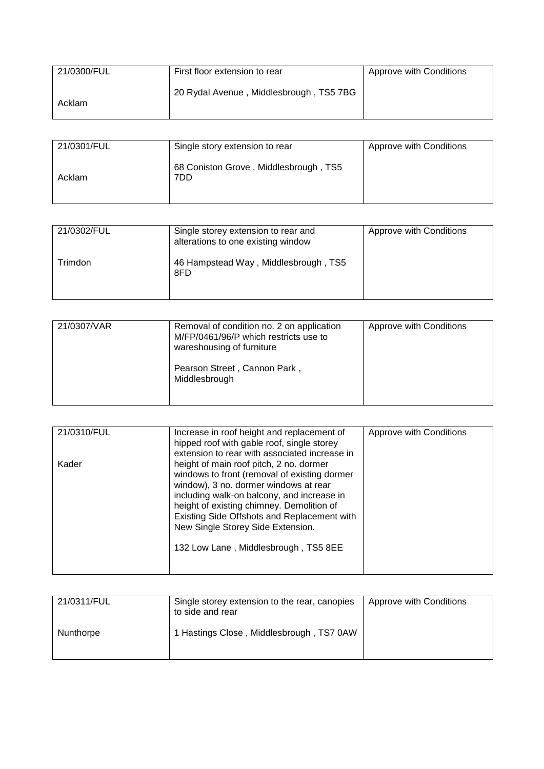| 21/0300/FUL<br><br>Acklam | First floor extension to rear<br><br>20 Rydal Avenue , Middlesbrough , TS5 7BG | Approve with Conditions |
|---|---|---|

| 21/0301/FUL<br><br>Acklam | Single story extension to rear<br><br>68 Coniston Grove , Middlesbrough , TS5 7DD | Approve with Conditions |
|---|---|---|

| 21/0302/FUL<br><br>Trimdon | Single storey extension to rear and alterations to one existing window<br><br>46 Hampstead Way , Middlesbrough , TS5 8FD | Approve with Conditions |
|---|---|---|

| 21/0307/VAR | Removal of condition no. 2 on application M/FP/0461/96/P which restricts use to wareshousing of furniture<br><br>Pearson Street , Cannon Park , Middlesbrough | Approve with Conditions |
|---|---|---|

| 21/0310/FUL<br><br>Kader | Increase in roof height and replacement of hipped roof with gable roof, single storey extension to rear with associated increase in height of main roof pitch, 2 no. dormer windows to front (removal of existing dormer window), 3 no. dormer windows at rear including walk-on balcony, and increase in height of existing chimney. Demolition of Existing Side Offshots and Replacement with New Single Storey Side Extension.<br><br>132 Low Lane , Middlesbrough , TS5 8EE | Approve with Conditions |
|---|---|---|

| 21/0311/FUL<br><br>Nunthorpe | Single storey extension to the rear, canopies to side and rear<br><br>1 Hastings Close , Middlesbrough , TS7 0AW | Approve with Conditions |
|---|---|---|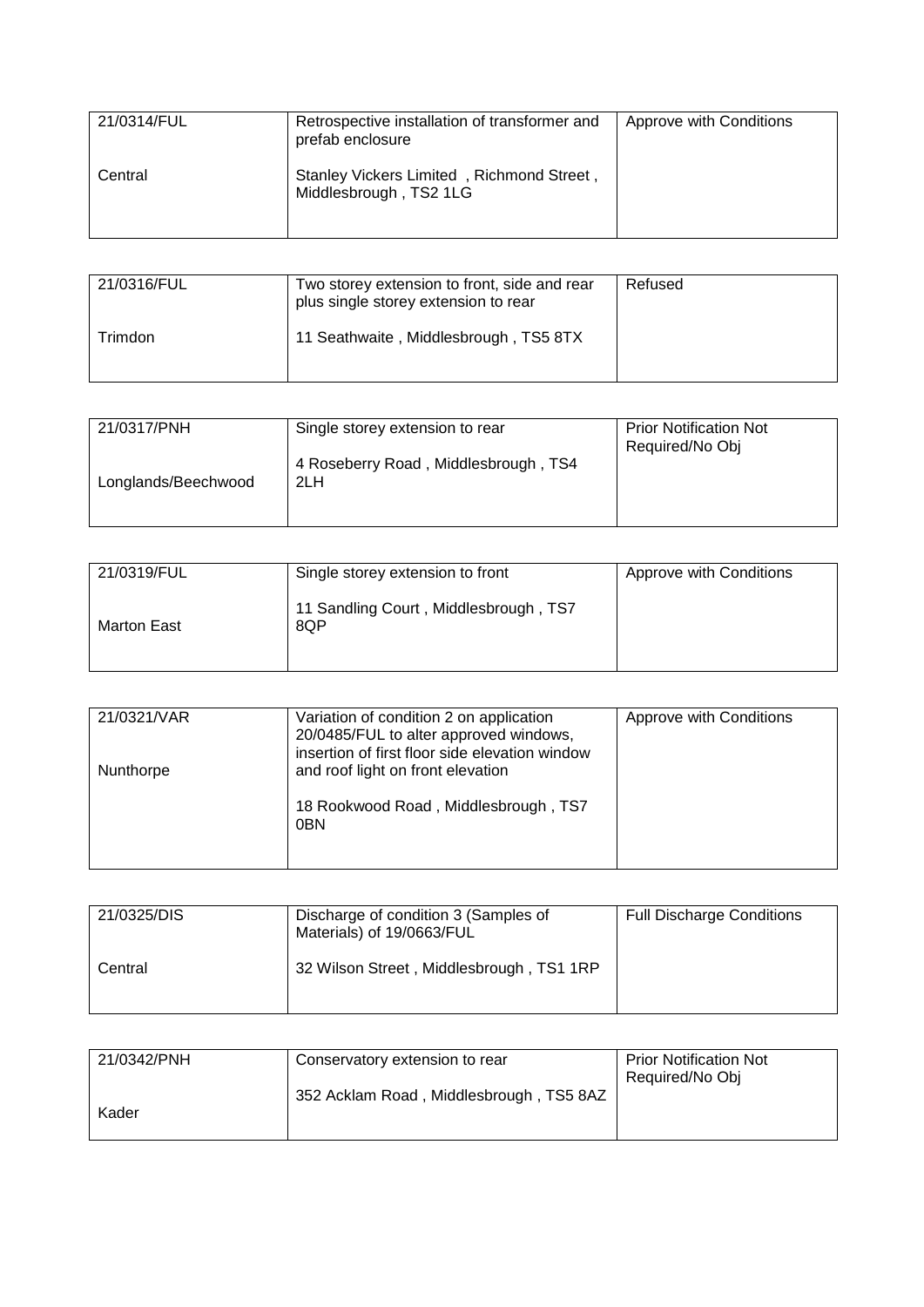| 21/0314/FUL<br><br>Central | Retrospective installation of transformer and prefab enclosure<br><br>Stanley Vickers Limited , Richmond Street , Middlesbrough , TS2 1LG | Approve with Conditions |
|---|---|---|

| 21/0316/FUL<br><br>Trimdon | Two storey extension to front, side and rear plus single storey extension to rear<br><br>11 Seathwaite , Middlesbrough , TS5 8TX | Refused |
|---|---|---|

| 21/0317/PNH<br><br>Longlands/Beechwood | Single storey extension to rear<br><br>4 Roseberry Road , Middlesbrough , TS4 2LH | Prior Notification Not Required/No Obj |
|---|---|---|

| 21/0319/FUL<br><br>Marton East | Single storey extension to front<br><br>11 Sandling Court , Middlesbrough , TS7 8QP | Approve with Conditions |
|---|---|---|

| 21/0321/VAR<br><br>Nunthorpe | Variation of condition 2 on application 20/0485/FUL to alter approved windows, insertion of first floor side elevation window and roof light on front elevation<br><br>18 Rookwood Road , Middlesbrough , TS7 0BN | Approve with Conditions |
|---|---|---|

| 21/0325/DIS<br><br>Central | Discharge of condition 3 (Samples of Materials) of 19/0663/FUL<br><br>32 Wilson Street , Middlesbrough , TS1 1RP | Full Discharge Conditions |
|---|---|---|

| 21/0342/PNH<br><br>Kader | Conservatory extension to rear<br><br>352 Acklam Road , Middlesbrough , TS5 8AZ | Prior Notification Not Required/No Obj |
|---|---|---|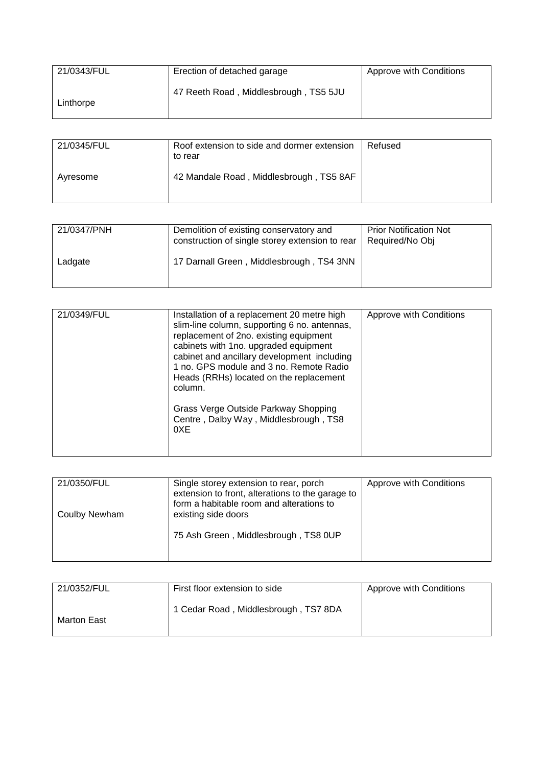| 21/0343/FUL<br><br>Linthorpe | Erection of detached garage<br><br>47 Reeth Road , Middlesbrough , TS5 5JU | Approve with Conditions |
|---|---|---|

| 21/0345/FUL<br><br>Ayresome | Roof extension to side and dormer extension to rear<br><br>42 Mandale Road , Middlesbrough , TS5 8AF | Refused |
|---|---|---|

| 21/0347/PNH<br><br>Ladgate | Demolition of existing conservatory and construction of single storey extension to rear<br><br>17 Darnall Green , Middlesbrough , TS4 3NN | Prior Notification Not Required/No Obj |
|---|---|---|

| 21/0349/FUL | Installation of a replacement 20 metre high slim-line column, supporting 6 no. antennas, replacement of 2no. existing equipment cabinets with 1no. upgraded equipment cabinet and ancillary development including 1 no. GPS module and 3 no. Remote Radio Heads (RRHs) located on the replacement column.<br><br>Grass Verge Outside Parkway Shopping Centre , Dalby Way , Middlesbrough , TS8 0XE | Approve with Conditions |
|---|---|---|

| 21/0350/FUL<br><br>Coulby Newham | Single storey extension to rear, porch extension to front, alterations to the garage to form a habitable room and alterations to existing side doors<br><br>75 Ash Green , Middlesbrough , TS8 0UP | Approve with Conditions |
|---|---|---|

| 21/0352/FUL<br><br>Marton East | First floor extension to side<br><br>1 Cedar Road , Middlesbrough , TS7 8DA | Approve with Conditions |
|---|---|---|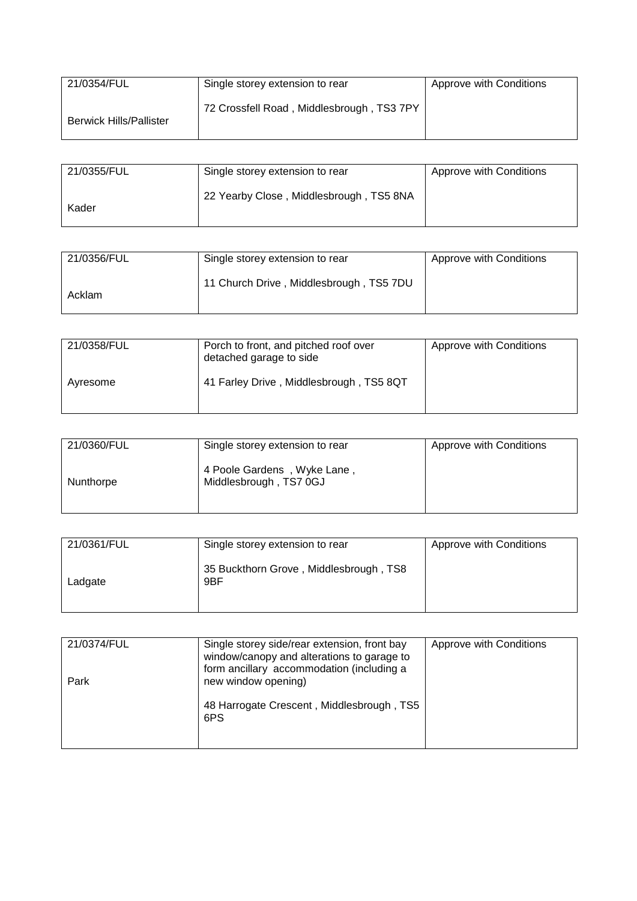| | | |
|---|---|---|
| 21/0354/FUL<br><br>Berwick Hills/Pallister | Single storey extension to rear<br><br>72 Crossfell Road , Middlesbrough , TS3 7PY | Approve with Conditions |

| | | |
|---|---|---|
| 21/0355/FUL<br><br>Kader | Single storey extension to rear<br><br>22 Yearby Close , Middlesbrough , TS5 8NA | Approve with Conditions |

| | | |
|---|---|---|
| 21/0356/FUL<br><br>Acklam | Single storey extension to rear<br><br>11 Church Drive , Middlesbrough , TS5 7DU | Approve with Conditions |

| | | |
|---|---|---|
| 21/0358/FUL<br><br>Ayresome | Porch to front, and pitched roof over detached garage to side<br><br>41 Farley Drive , Middlesbrough , TS5 8QT | Approve with Conditions |

| | | |
|---|---|---|
| 21/0360/FUL<br><br>Nunthorpe | Single storey extension to rear<br><br>4 Poole Gardens , Wyke Lane , Middlesbrough , TS7 0GJ | Approve with Conditions |

| | | |
|---|---|---|
| 21/0361/FUL<br><br>Ladgate | Single storey extension to rear<br><br>35 Buckthorn Grove , Middlesbrough , TS8 9BF | Approve with Conditions |

| | | |
|---|---|---|
| 21/0374/FUL<br><br>Park | Single storey side/rear extension, front bay window/canopy and alterations to garage to form ancillary accommodation (including a new window opening)<br><br>48 Harrogate Crescent , Middlesbrough , TS5 6PS | Approve with Conditions |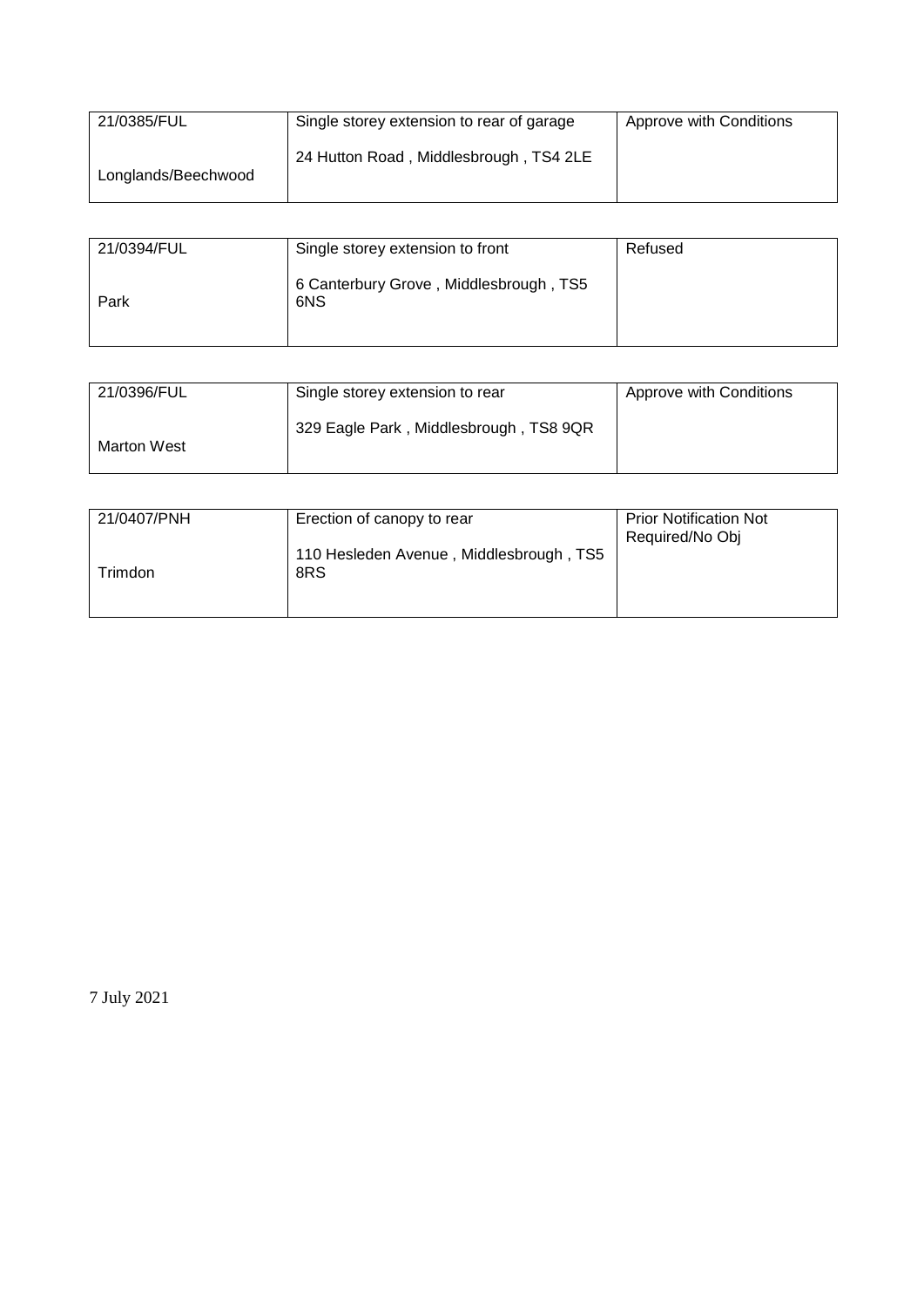| | | |
|---|---|---|
| 21/0385/FUL<br><br>Longlands/Beechwood | Single storey extension to rear of garage<br><br>24 Hutton Road , Middlesbrough , TS4 2LE | Approve with Conditions |

| | | |
|---|---|---|
| 21/0394/FUL<br><br>Park | Single storey extension to front<br><br>6 Canterbury Grove , Middlesbrough , TS5 6NS | Refused |

| | | |
|---|---|---|
| 21/0396/FUL<br><br>Marton West | Single storey extension to rear<br><br>329 Eagle Park , Middlesbrough , TS8 9QR | Approve with Conditions |

| | | |
|---|---|---|
| 21/0407/PNH<br><br>Trimdon | Erection of canopy to rear<br><br>110 Hesleden Avenue , Middlesbrough , TS5 8RS | Prior Notification Not Required/No Obj |

7 July 2021